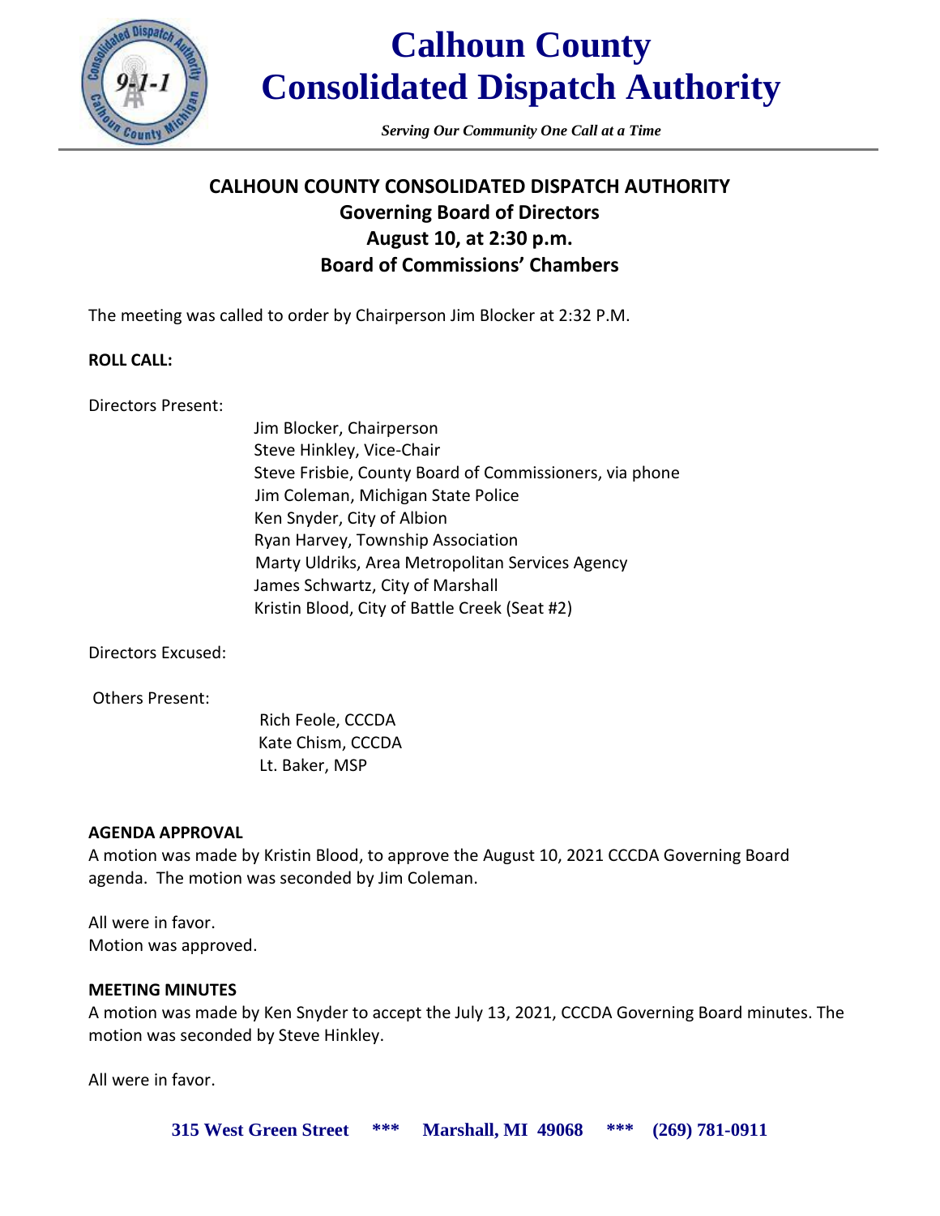# Calhoun County Consolidated Dispatch Authority

*Serving Our Community One Call at a Time*

## CALHOUN COUNTY CONSOLIDATED DISPATCH AUTHORITY
## Governing Board of Directors
## August 10, at 2:30 p.m.
## Board of Commissions' Chambers

The meeting was called to order by Chairperson Jim Blocker at 2:32 P.M.

**ROLL CALL:**

Directors Present:

Jim Blocker, Chairperson
Steve Hinkley, Vice-Chair
Steve Frisbie, County Board of Commissioners, via phone
Jim Coleman, Michigan State Police
Ken Snyder, City of Albion
Ryan Harvey, Township Association
Marty Uldriks, Area Metropolitan Services Agency
James Schwartz, City of Marshall
Kristin Blood, City of Battle Creek (Seat #2)

Directors Excused:

Others Present:

Rich Feole, CCCDA
Kate Chism, CCCDA
Lt. Baker, MSP

**AGENDA APPROVAL**

A motion was made by Kristin Blood, to approve the August 10, 2021 CCCDA Governing Board agenda. The motion was seconded by Jim Coleman.

All were in favor.
Motion was approved.

**MEETING MINUTES**

A motion was made by Ken Snyder to accept the July 13, 2021, CCCDA Governing Board minutes. The motion was seconded by Steve Hinkley.

All were in favor.

**315 West Green Street \*\*\* Marshall, MI 49068 \*\*\* (269) 781-0911**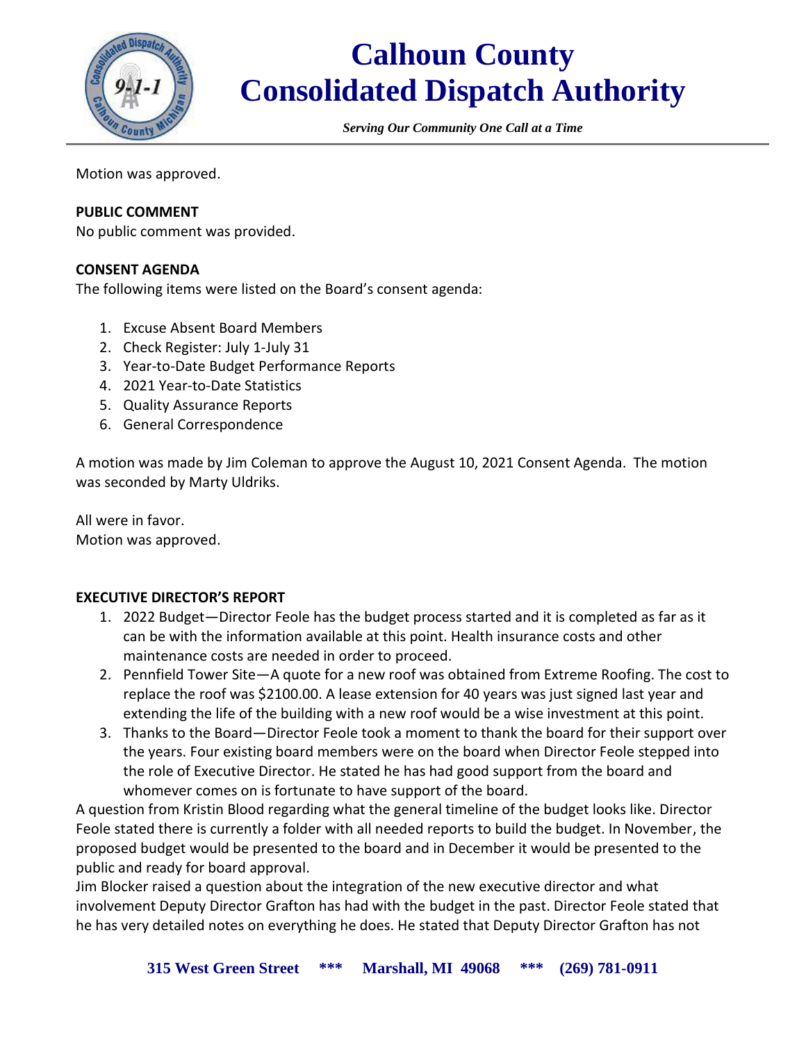Motion was approved.

**PUBLIC COMMENT**
No public comment was provided.

**CONSENT AGENDA**
The following items were listed on the Board's consent agenda:

1. Excuse Absent Board Members
2. Check Register: July 1-July 31
3. Year-to-Date Budget Performance Reports
4. 2021 Year-to-Date Statistics
5. Quality Assurance Reports
6. General Correspondence

A motion was made by Jim Coleman to approve the August 10, 2021 Consent Agenda. The motion was seconded by Marty Uldriks.

All were in favor.
Motion was approved.

**EXECUTIVE DIRECTOR'S REPORT**

1. 2022 Budget—Director Feole has the budget process started and it is completed as far as it can be with the information available at this point. Health insurance costs and other maintenance costs are needed in order to proceed.
2. Pennfield Tower Site—A quote for a new roof was obtained from Extreme Roofing. The cost to replace the roof was $2100.00. A lease extension for 40 years was just signed last year and extending the life of the building with a new roof would be a wise investment at this point.
3. Thanks to the Board—Director Feole took a moment to thank the board for their support over the years. Four existing board members were on the board when Director Feole stepped into the role of Executive Director. He stated he has had good support from the board and whomever comes on is fortunate to have support of the board.

A question from Kristin Blood regarding what the general timeline of the budget looks like. Director Feole stated there is currently a folder with all needed reports to build the budget. In November, the proposed budget would be presented to the board and in December it would be presented to the public and ready for board approval.

Jim Blocker raised a question about the integration of the new executive director and what involvement Deputy Director Grafton has had with the budget in the past. Director Feole stated that he has very detailed notes on everything he does. He stated that Deputy Director Grafton has not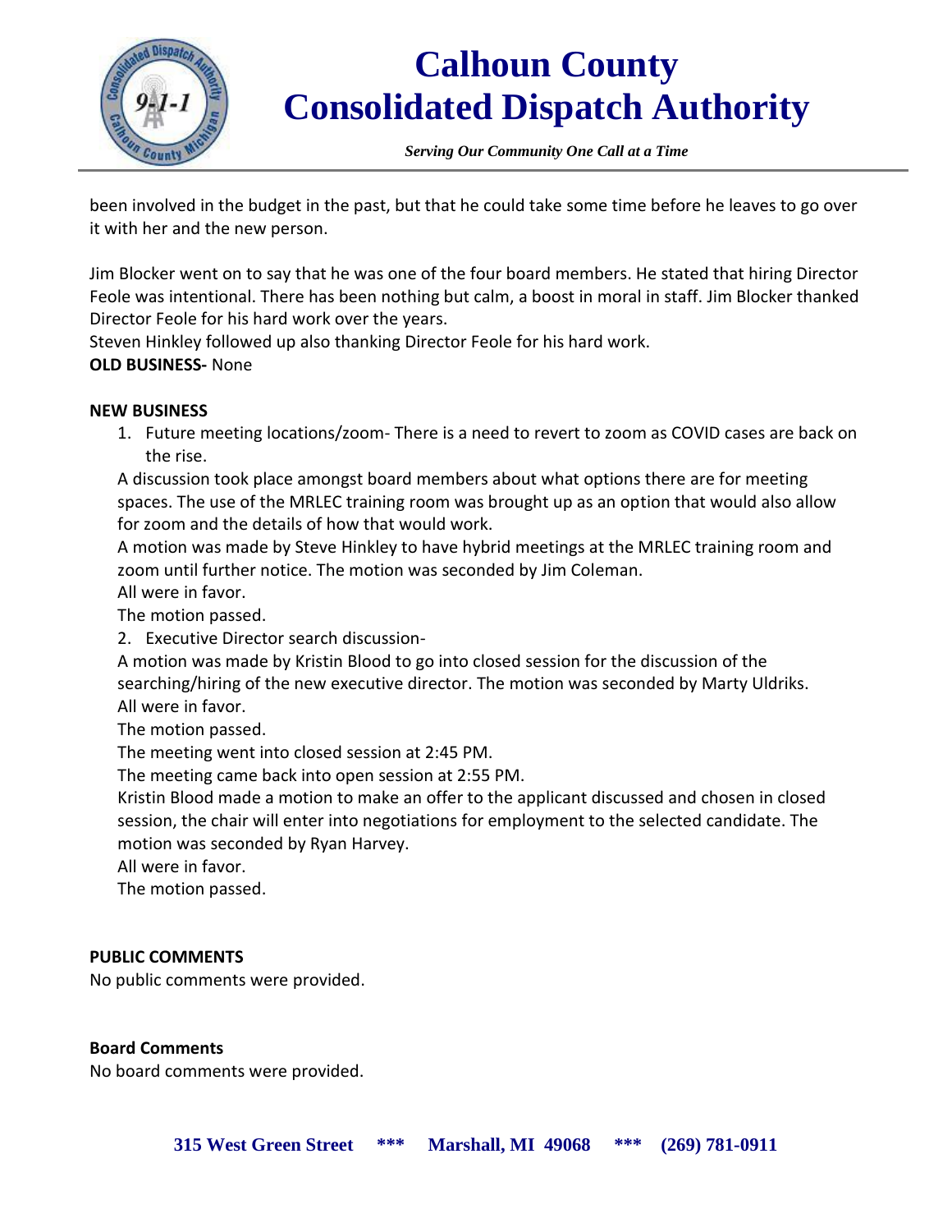been involved in the budget in the past, but that he could take some time before he leaves to go over it with her and the new person.

Jim Blocker went on to say that he was one of the four board members. He stated that hiring Director Feole was intentional. There has been nothing but calm, a boost in moral in staff. Jim Blocker thanked Director Feole for his hard work over the years.
Steven Hinkley followed up also thanking Director Feole for his hard work.
**OLD BUSINESS-** None

**NEW BUSINESS**

1. Future meeting locations/zoom- There is a need to revert to zoom as COVID cases are back on the rise.

A discussion took place amongst board members about what options there are for meeting spaces. The use of the MRLEC training room was brought up as an option that would also allow for zoom and the details of how that would work.
A motion was made by Steve Hinkley to have hybrid meetings at the MRLEC training room and zoom until further notice. The motion was seconded by Jim Coleman.
All were in favor.
The motion passed.

2. Executive Director search discussion-

A motion was made by Kristin Blood to go into closed session for the discussion of the searching/hiring of the new executive director. The motion was seconded by Marty Uldriks.
All were in favor.
The motion passed.
The meeting went into closed session at 2:45 PM.
The meeting came back into open session at 2:55 PM.
Kristin Blood made a motion to make an offer to the applicant discussed and chosen in closed session, the chair will enter into negotiations for employment to the selected candidate. The motion was seconded by Ryan Harvey.
All were in favor.
The motion passed.

**PUBLIC COMMENTS**
No public comments were provided.

**Board Comments**
No board comments were provided.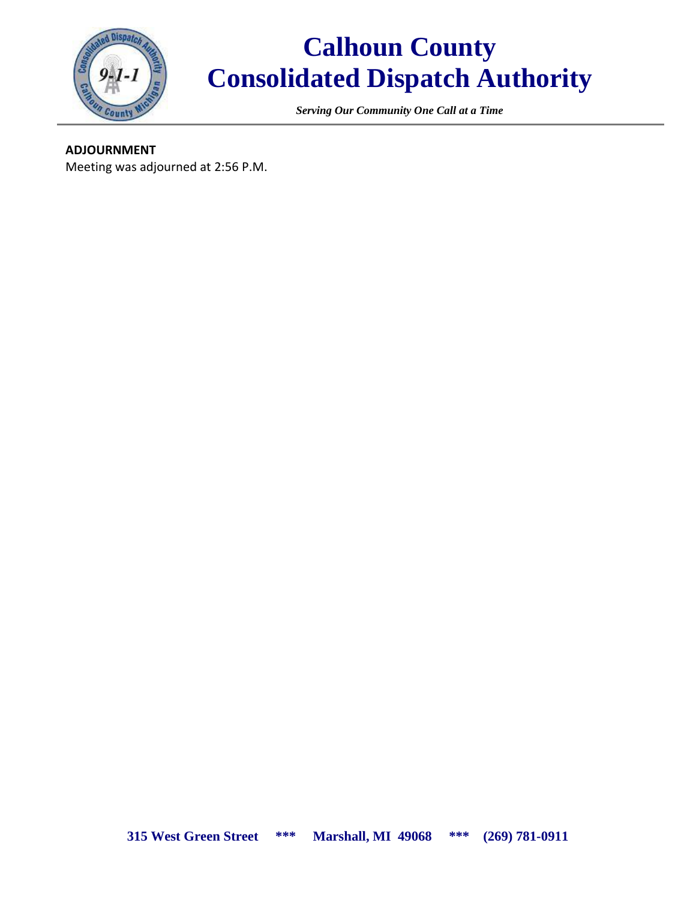**ADJOURNMENT**

Meeting was adjourned at 2:56 P.M.